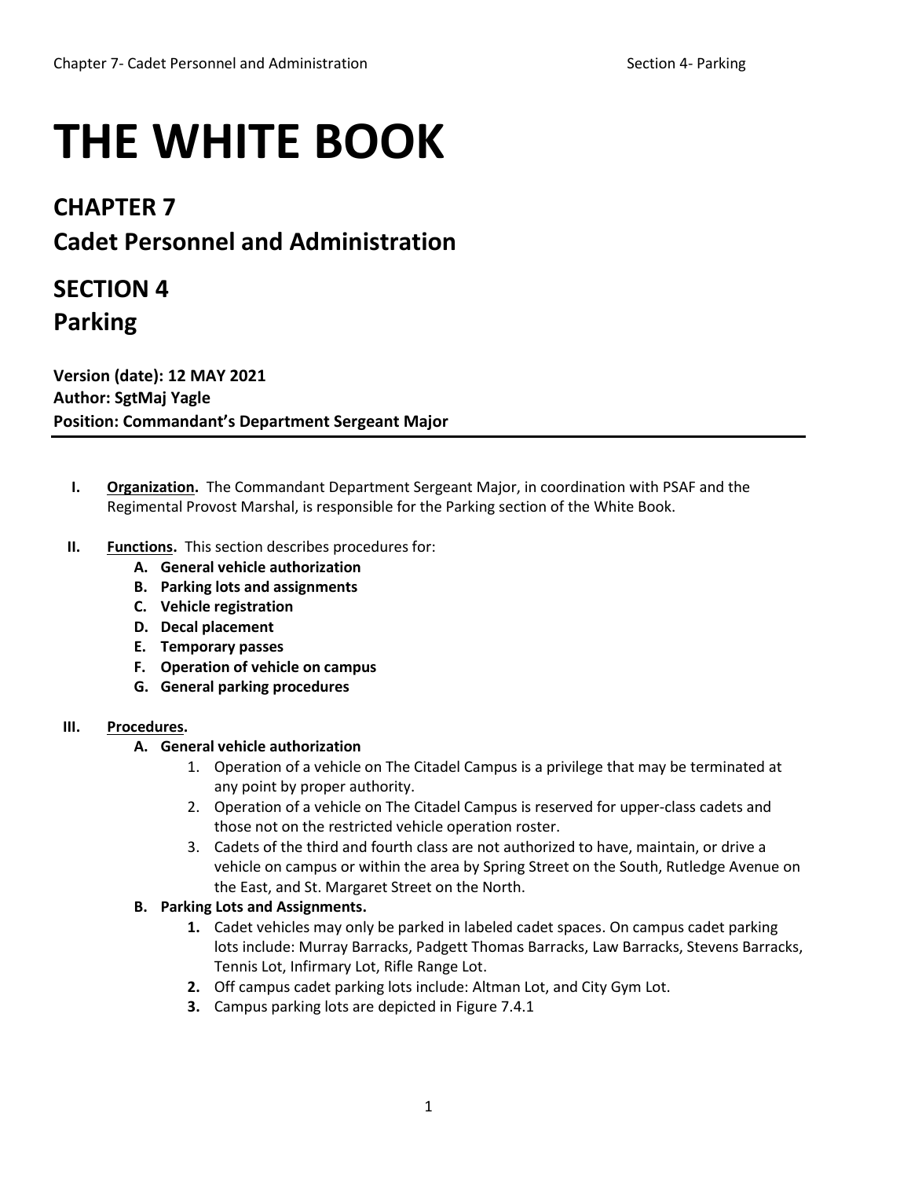# THE WHITE BOOK

## CHAPTER 7
## Cadet Personnel and Administration

## SECTION 4
## Parking

**Version (date): 12 MAY 2021**
**Author: SgtMaj Yagle**
**Position: Commandant's Department Sergeant Major**

---

I. **Organization.** The Commandant Department Sergeant Major, in coordination with PSAF and the Regimental Provost Marshal, is responsible for the Parking section of the White Book.

II. **Functions.** This section describes procedures for:
   - **A. General vehicle authorization**
   - **B. Parking lots and assignments**
   - **C. Vehicle registration**
   - **D. Decal placement**
   - **E. Temporary passes**
   - **F. Operation of vehicle on campus**
   - **G. General parking procedures**

III. **Procedures.**
   - **A. General vehicle authorization**
     1. Operation of a vehicle on The Citadel Campus is a privilege that may be terminated at any point by proper authority.
     2. Operation of a vehicle on The Citadel Campus is reserved for upper-class cadets and those not on the restricted vehicle operation roster.
     3. Cadets of the third and fourth class are not authorized to have, maintain, or drive a vehicle on campus or within the area by Spring Street on the South, Rutledge Avenue on the East, and St. Margaret Street on the North.
   - **B. Parking Lots and Assignments.**
     1. Cadet vehicles may only be parked in labeled cadet spaces. On campus cadet parking lots include: Murray Barracks, Padgett Thomas Barracks, Law Barracks, Stevens Barracks, Tennis Lot, Infirmary Lot, Rifle Range Lot.
     2. Off campus cadet parking lots include: Altman Lot, and City Gym Lot.
     3. Campus parking lots are depicted in Figure 7.4.1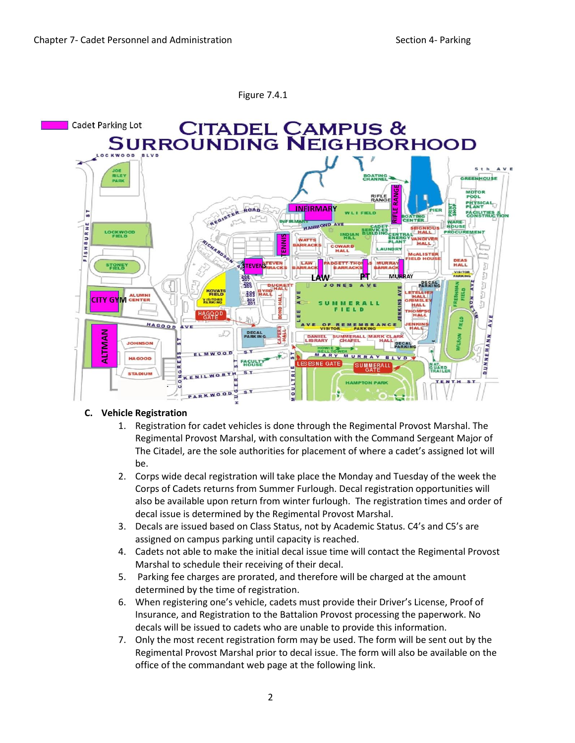Figure 7.4.1

Cadet Parking Lot

### C. Vehicle Registration

1. Registration for cadet vehicles is done through the Regimental Provost Marshal. The Regimental Provost Marshal, with consultation with the Command Sergeant Major of The Citadel, are the sole authorities for placement of where a cadet's assigned lot will be.
2. Corps wide decal registration will take place the Monday and Tuesday of the week the Corps of Cadets returns from Summer Furlough. Decal registration opportunities will also be available upon return from winter furlough. The registration times and order of decal issue is determined by the Regimental Provost Marshal.
3. Decals are issued based on Class Status, not by Academic Status. C4's and C5's are assigned on campus parking until capacity is reached.
4. Cadets not able to make the initial decal issue time will contact the Regimental Provost Marshal to schedule their receiving of their decal.
5. Parking fee charges are prorated, and therefore will be charged at the amount determined by the time of registration.
6. When registering one's vehicle, cadets must provide their Driver's License, Proof of Insurance, and Registration to the Battalion Provost processing the paperwork. No decals will be issued to cadets who are unable to provide this information.
7. Only the most recent registration form may be used. The form will be sent out by the Regimental Provost Marshal prior to decal issue. The form will also be available on the office of the commandant web page at the following link.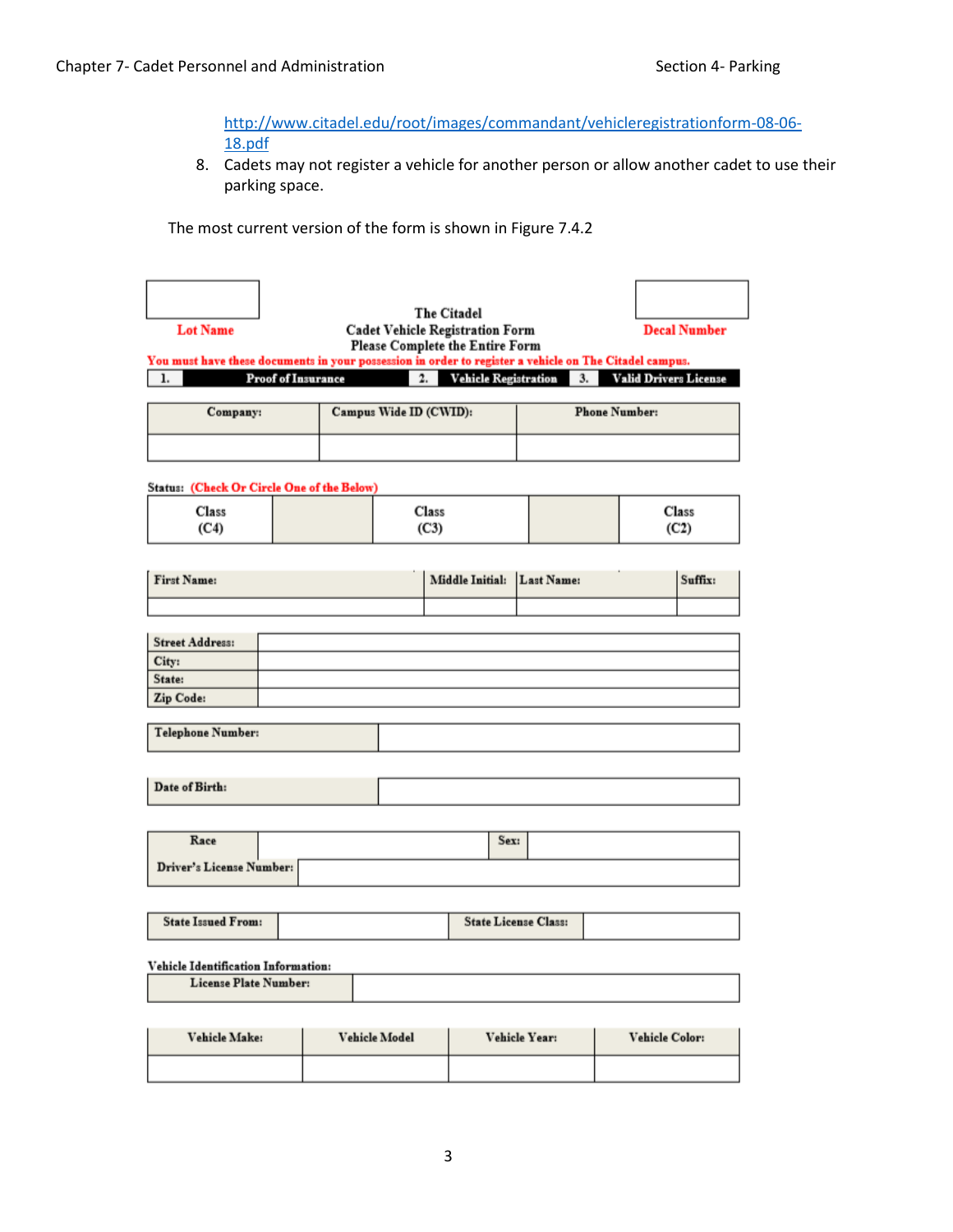http://www.citadel.edu/root/images/commandant/vehicleregistrationform-08-06-18.pdf

8. Cadets may not register a vehicle for another person or allow another cadet to use their parking space.

The most current version of the form is shown in Figure 7.4.2

| Lot Name | The Citadel<br>Cadet Vehicle Registration Form<br>Please Complete the Entire Form | Decal Number |
|---|---|---|
| | | |

**You must have these documents in your possession in order to register a vehicle on The Citadel campus.**

| 1. | Proof of Insurance | 2. | Vehicle Registration | 3. | Valid Drivers License |
|---|---|---|---|---|---|

| Company: | Campus Wide ID (CWID): | Phone Number: |
|---|---|---|
| | | |

**Status: (Check Or Circle One of the Below)**

| Class (C4) | | Class (C3) | | Class (C2) |
|---|---|---|---|---|

| First Name: | Middle Initial: | Last Name: | Suffix: |
|---|---|---|---|
| | | | |

| | |
|---|---|
| Street Address: | |
| City: | |
| State: | |
| Zip Code: | |

| | |
|---|---|
| Telephone Number: | |

| | |
|---|---|
| Date of Birth: | |

| | | | |
|---|---|---|---|
| Race | | Sex: | |
| Driver's License Number: | | | |

| | | | |
|---|---|---|---|
| State Issued From: | | State License Class: | |

**Vehicle Identification Information:**

| | |
|---|---|
| License Plate Number: | |

| Vehicle Make: | Vehicle Model | Vehicle Year: | Vehicle Color: |
|---|---|---|---|
| | | | |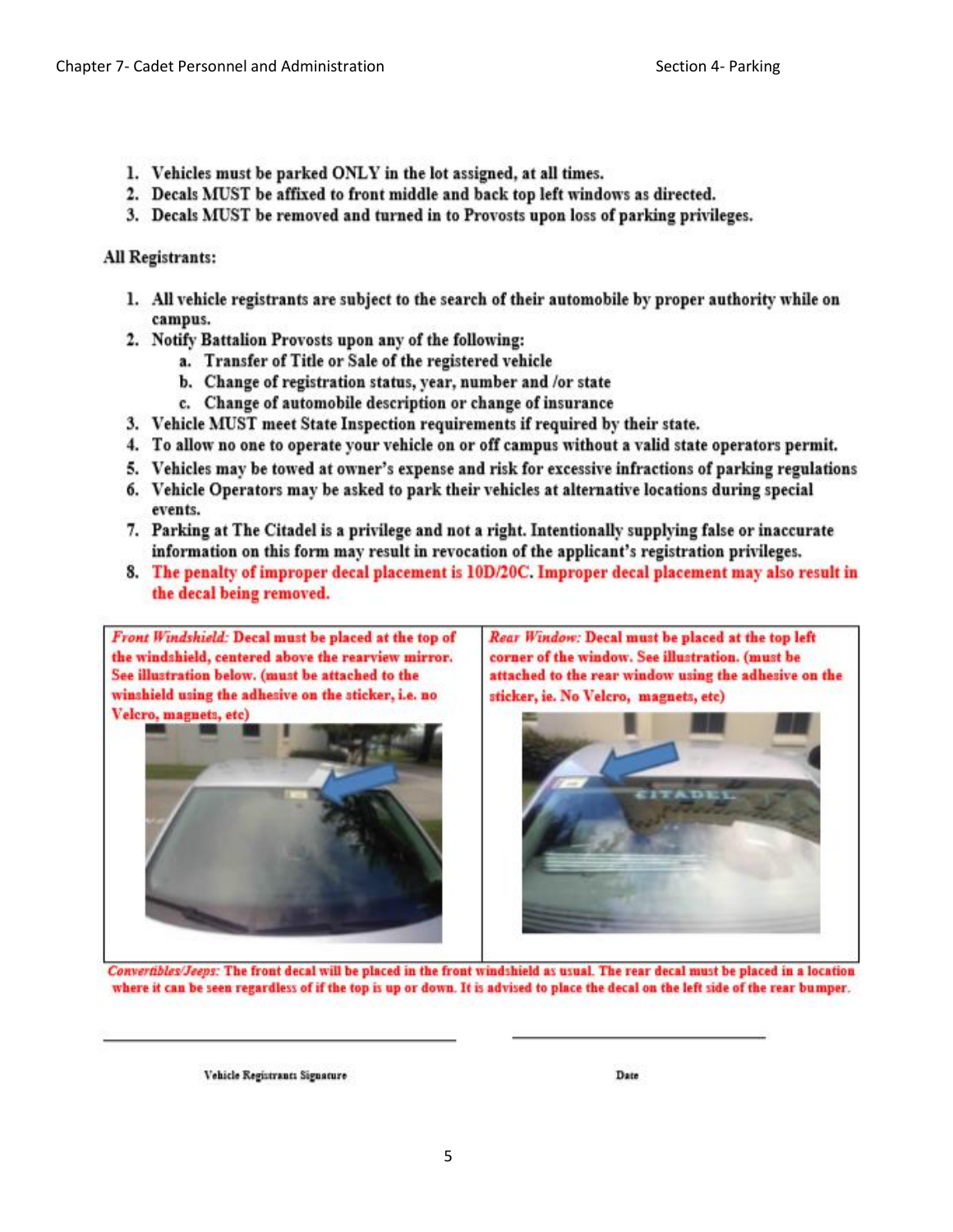1. Vehicles must be parked ONLY in the lot assigned, at all times.
2. Decals MUST be affixed to front middle and back top left windows as directed.
3. Decals MUST be removed and turned in to Provosts upon loss of parking privileges.

All Registrants:

1. All vehicle registrants are subject to the search of their automobile by proper authority while on campus.
2. Notify Battalion Provosts upon any of the following:
   a. Transfer of Title or Sale of the registered vehicle
   b. Change of registration status, year, number and /or state
   c. Change of automobile description or change of insurance
3. Vehicle MUST meet State Inspection requirements if required by their state.
4. To allow no one to operate your vehicle on or off campus without a valid state operators permit.
5. Vehicles may be towed at owner's expense and risk for excessive infractions of parking regulations
6. Vehicle Operators may be asked to park their vehicles at alternative locations during special events.
7. Parking at The Citadel is a privilege and not a right. Intentionally supplying false or inaccurate information on this form may result in revocation of the applicant's registration privileges.
8. **The penalty of improper decal placement is 10D/20C. Improper decal placement may also result in the decal being removed.**

| *Front Windshield:* Decal must be placed at the top of the windshield, centered above the rearview mirror. See illustration below. (must be attached to the winshield using the adhesive on the sticker, i.e. no Velcro, magnets, etc) | *Rear Window:* Decal must be placed at the top left corner of the window. See illustration. (must be attached to the rear window using the adhesive on the sticker, ie. No Velcro, magnets, etc) |
|---|---|

*Convertibles/Jeeps:* The front decal will be placed in the front windshield as usual. The rear decal must be placed in a location where it can be seen regardless of if the top is up or down. It is advised to place the decal on the left side of the rear bumper.

\_\_\_\_\_\_\_\_\_\_\_\_\_\_\_\_\_\_\_\_\_\_\_\_\_\_\_\_\_\_\_\_ \_\_\_\_\_\_\_\_\_\_\_\_\_\_\_\_\_\_\_\_\_\_\_\_

Vehicle Registrants Signature Date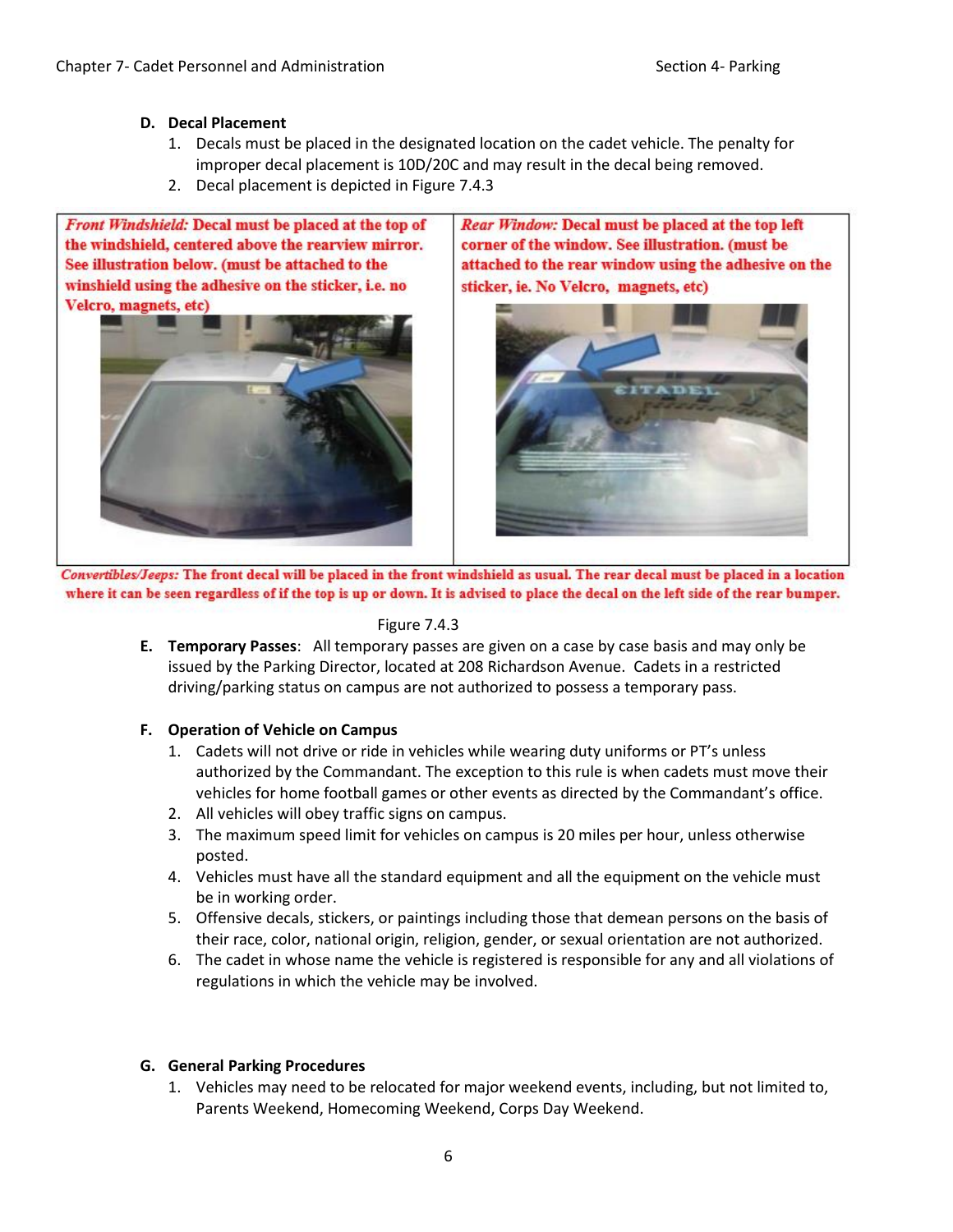### D. Decal Placement

1. Decals must be placed in the designated location on the cadet vehicle. The penalty for improper decal placement is 10D/20C and may result in the decal being removed.
2. Decal placement is depicted in Figure 7.4.3

| *Front Windshield:* Decal must be placed at the top of the windshield, centered above the rearview mirror. See illustration below. (must be attached to the winshield using the adhesive on the sticker, i.e. no Velcro, magnets, etc) | *Rear Window:* Decal must be placed at the top left corner of the window. See illustration. (must be attached to the rear window using the adhesive on the sticker, ie. No Velcro, magnets, etc) |
| --- | --- |

*Convertibles/Jeeps:* The front decal will be placed in the front windshield as usual. The rear decal must be placed in a location where it can be seen regardless of if the top is up or down. It is advised to place the decal on the left side of the rear bumper.

Figure 7.4.3

### E. Temporary Passes

**Temporary Passes**: All temporary passes are given on a case by case basis and may only be issued by the Parking Director, located at 208 Richardson Avenue. Cadets in a restricted driving/parking status on campus are not authorized to possess a temporary pass.

### F. Operation of Vehicle on Campus

1. Cadets will not drive or ride in vehicles while wearing duty uniforms or PT's unless authorized by the Commandant. The exception to this rule is when cadets must move their vehicles for home football games or other events as directed by the Commandant's office.
2. All vehicles will obey traffic signs on campus.
3. The maximum speed limit for vehicles on campus is 20 miles per hour, unless otherwise posted.
4. Vehicles must have all the standard equipment and all the equipment on the vehicle must be in working order.
5. Offensive decals, stickers, or paintings including those that demean persons on the basis of their race, color, national origin, religion, gender, or sexual orientation are not authorized.
6. The cadet in whose name the vehicle is registered is responsible for any and all violations of regulations in which the vehicle may be involved.

### G. General Parking Procedures

1. Vehicles may need to be relocated for major weekend events, including, but not limited to, Parents Weekend, Homecoming Weekend, Corps Day Weekend.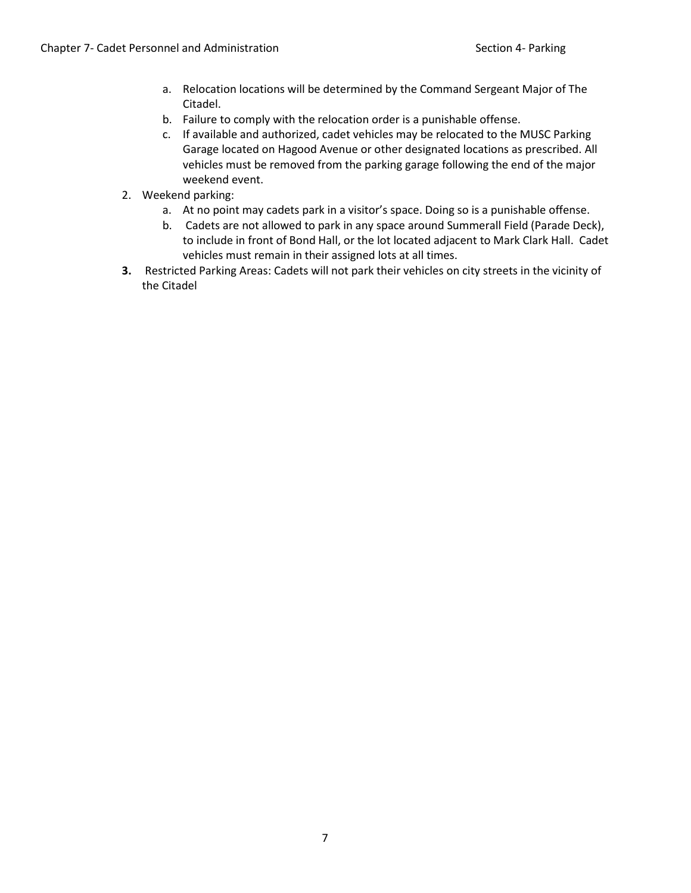a. Relocation locations will be determined by the Command Sergeant Major of The Citadel.
   b. Failure to comply with the relocation order is a punishable offense.
   c. If available and authorized, cadet vehicles may be relocated to the MUSC Parking Garage located on Hagood Avenue or other designated locations as prescribed. All vehicles must be removed from the parking garage following the end of the major weekend event.

2. Weekend parking:
   a. At no point may cadets park in a visitor's space. Doing so is a punishable offense.
   b. Cadets are not allowed to park in any space around Summerall Field (Parade Deck), to include in front of Bond Hall, or the lot located adjacent to Mark Clark Hall. Cadet vehicles must remain in their assigned lots at all times.

**3.** Restricted Parking Areas: Cadets will not park their vehicles on city streets in the vicinity of the Citadel